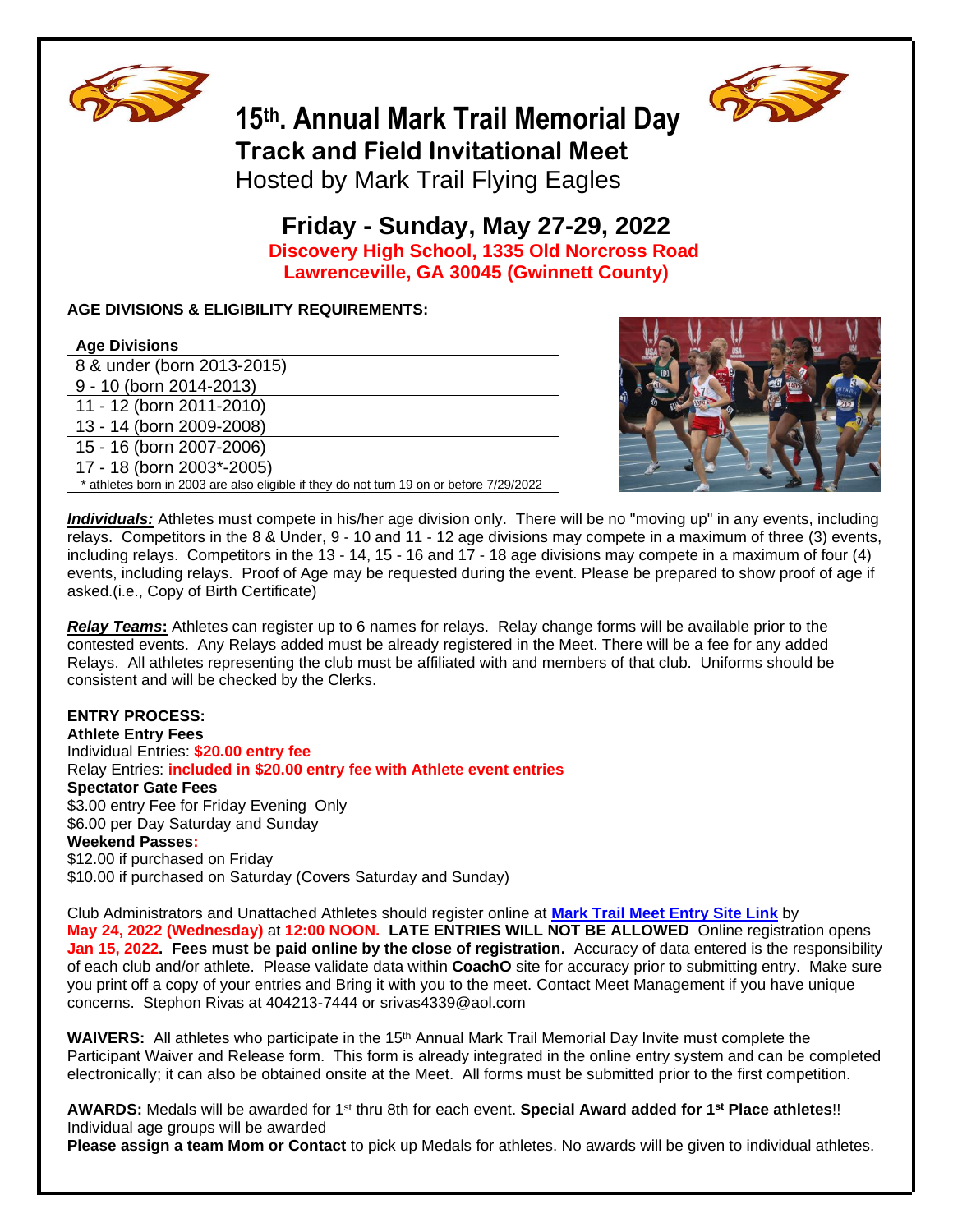# 15th. Annual Mark Trail Memorial Day

## Track and Field Invitational Meet

Hosted by Mark Trail Flying Eagles

## Friday - Sunday, May 27-29, 2022

**Discovery High School, 1335 Old Norcross Road**
**Lawrenceville, GA 30045 (Gwinnett County)**

**AGE DIVISIONS & ELIGIBILITY REQUIREMENTS:**

| Age Divisions |
|---|
| 8 & under (born 2013-2015) |
| 9 - 10 (born 2014-2013) |
| 11 - 12 (born 2011-2010) |
| 13 - 14 (born 2009-2008) |
| 15 - 16 (born 2007-2006) |
| 17 - 18 (born 2003*-2005) |
| * athletes born in 2003 are also eligible if they do not turn 19 on or before 7/29/2022 |

***Individuals:*** Athletes must compete in his/her age division only. There will be no "moving up" in any events, including relays. Competitors in the 8 & Under, 9 - 10 and 11 - 12 age divisions may compete in a maximum of three (3) events, including relays. Competitors in the 13 - 14, 15 - 16 and 17 - 18 age divisions may compete in a maximum of four (4) events, including relays. Proof of Age may be requested during the event. Please be prepared to show proof of age if asked.(i.e., Copy of Birth Certificate)

***Relay Teams*:** Athletes can register up to 6 names for relays. Relay change forms will be available prior to the contested events. Any Relays added must be already registered in the Meet. There will be a fee for any added Relays. All athletes representing the club must be affiliated with and members of that club. Uniforms should be consistent and will be checked by the Clerks.

**ENTRY PROCESS:**

**Athlete Entry Fees**
Individual Entries: **$20.00 entry fee**
Relay Entries: **included in $20.00 entry fee with Athlete event entries**

**Spectator Gate Fees**
$3.00 entry Fee for Friday Evening Only
$6.00 per Day Saturday and Sunday

**Weekend Passes:**
$12.00 if purchased on Friday
$10.00 if purchased on Saturday (Covers Saturday and Sunday)

Club Administrators and Unattached Athletes should register online at **Mark Trail Meet Entry Site Link** by **May 24, 2022 (Wednesday)** at **12:00 NOON. LATE ENTRIES WILL NOT BE ALLOWED** Online registration opens **Jan 15, 2022. Fees must be paid online by the close of registration.** Accuracy of data entered is the responsibility of each club and/or athlete. Please validate data within **CoachO** site for accuracy prior to submitting entry. Make sure you print off a copy of your entries and Bring it with you to the meet. Contact Meet Management if you have unique concerns. Stephon Rivas at 404213-7444 or srivas4339@aol.com

**WAIVERS:** All athletes who participate in the 15th Annual Mark Trail Memorial Day Invite must complete the Participant Waiver and Release form. This form is already integrated in the online entry system and can be completed electronically; it can also be obtained onsite at the Meet. All forms must be submitted prior to the first competition.

**AWARDS:** Medals will be awarded for 1st thru 8th for each event. **Special Award added for 1st Place athletes**!!
Individual age groups will be awarded
**Please assign a team Mom or Contact** to pick up Medals for athletes. No awards will be given to individual athletes.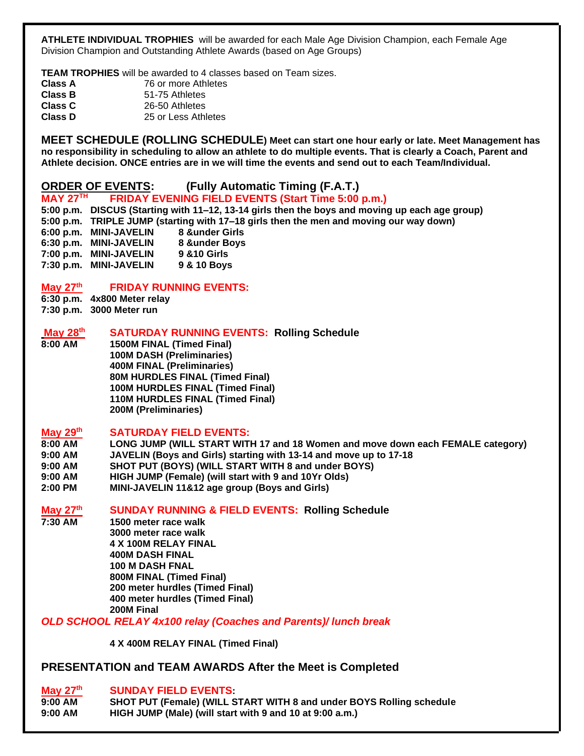**ATHLETE INDIVIDUAL TROPHIES** will be awarded for each Male Age Division Champion, each Female Age Division Champion and Outstanding Athlete Awards (based on Age Groups)

**TEAM TROPHIES** will be awarded to 4 classes based on Team sizes.

| | |
|---|---|
| **Class A** | 76 or more Athletes |
| **Class B** | 51-75 Athletes |
| **Class C** | 26-50 Athletes |
| **Class D** | 25 or Less Athletes |

**MEET SCHEDULE (ROLLING SCHEDULE) Meet can start one hour early or late. Meet Management has no responsibility in scheduling to allow an athlete to do multiple events. That is clearly a Coach, Parent and Athlete decision. ONCE entries are in we will time the events and send out to each Team/Individual.**

## ORDER OF EVENTS: (Fully Automatic Timing (F.A.T.)

**MAY 27TH FRIDAY EVENING FIELD EVENTS (Start Time 5:00 p.m.)**

**5:00 p.m. DISCUS (Starting with 11–12, 13-14 girls then the boys and moving up each age group)**
**5:00 p.m. TRIPLE JUMP (starting with 17–18 girls then the men and moving our way down)**
**6:00 p.m. MINI-JAVELIN 8 &under Girls**
**6:30 p.m. MINI-JAVELIN 8 &under Boys**
**7:00 p.m. MINI-JAVELIN 9 &10 Girls**
**7:30 p.m. MINI-JAVELIN 9 & 10 Boys**

**May 27th FRIDAY RUNNING EVENTS:**

**6:30 p.m. 4x800 Meter relay**
**7:30 p.m. 3000 Meter run**

**May 28th SATURDAY RUNNING EVENTS: Rolling Schedule**

**8:00 AM**
- **1500M FINAL (Timed Final)**
- **100M DASH (Preliminaries)**
- **400M FINAL (Preliminaries)**
- **80M HURDLES FINAL (Timed Final)**
- **100M HURDLES FINAL (Timed Final)**
- **110M HURDLES FINAL (Timed Final)**
- **200M (Preliminaries)**

**May 29th SATURDAY FIELD EVENTS:**

**8:00 AM LONG JUMP (WILL START WITH 17 and 18 Women and move down each FEMALE category)**
**9:00 AM JAVELIN (Boys and Girls) starting with 13-14 and move up to 17-18**
**9:00 AM SHOT PUT (BOYS) (WILL START WITH 8 and under BOYS)**
**9:00 AM HIGH JUMP (Female) (will start with 9 and 10Yr Olds)**
**2:00 PM MINI-JAVELIN 11&12 age group (Boys and Girls)**

**May 27th SUNDAY RUNNING & FIELD EVENTS: Rolling Schedule**

**7:30 AM**
- **1500 meter race walk**
- **3000 meter race walk**
- **4 X 100M RELAY FINAL**
- **400M DASH FINAL**
- **100 M DASH FNAL**
- **800M FINAL (Timed Final)**
- **200 meter hurdles (Timed Final)**
- **400 meter hurdles (Timed Final)**
- **200M Final**

***OLD SCHOOL RELAY 4x100 relay (Coaches and Parents)/ lunch break***

- **4 X 400M RELAY FINAL (Timed Final)**

**PRESENTATION and TEAM AWARDS After the Meet is Completed**

**May 27th SUNDAY FIELD EVENTS:**

**9:00 AM SHOT PUT (Female) (WILL START WITH 8 and under BOYS Rolling schedule**
**9:00 AM HIGH JUMP (Male) (will start with 9 and 10 at 9:00 a.m.)**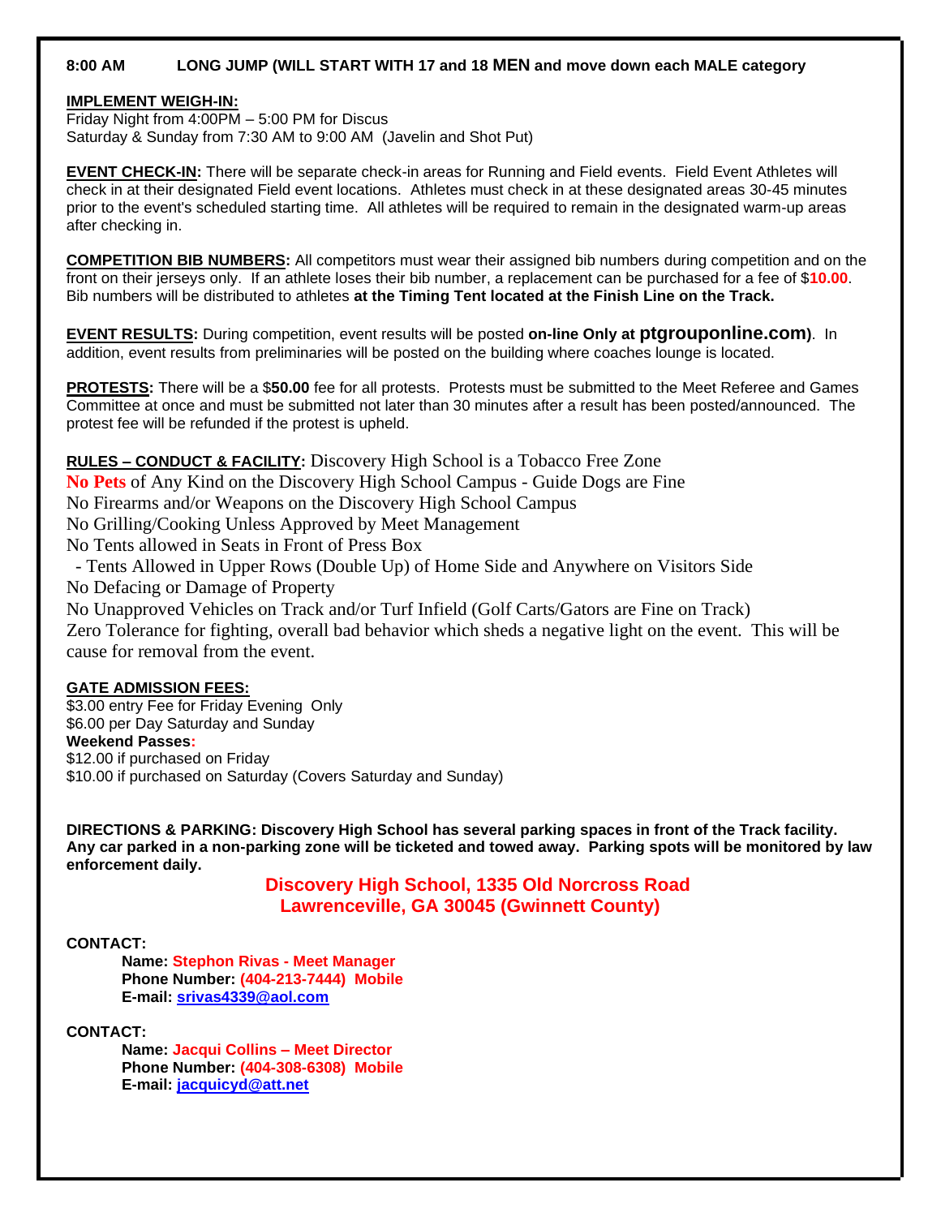**8:00 AM LONG JUMP (WILL START WITH 17 and 18 MEN and move down each MALE category**

**IMPLEMENT WEIGH-IN:**
Friday Night from 4:00PM – 5:00 PM for Discus
Saturday & Sunday from 7:30 AM to 9:00 AM (Javelin and Shot Put)

**EVENT CHECK-IN:** There will be separate check-in areas for Running and Field events. Field Event Athletes will check in at their designated Field event locations. Athletes must check in at these designated areas 30-45 minutes prior to the event's scheduled starting time. All athletes will be required to remain in the designated warm-up areas after checking in.

**COMPETITION BIB NUMBERS:** All competitors must wear their assigned bib numbers during competition and on the front on their jerseys only. If an athlete loses their bib number, a replacement can be purchased for a fee of $**10.00**. Bib numbers will be distributed to athletes **at the Timing Tent located at the Finish Line on the Track.**

**EVENT RESULTS:** During competition, event results will be posted **on-line Only at ptgrouponline.com)**. In addition, event results from preliminaries will be posted on the building where coaches lounge is located.

**PROTESTS:** There will be a $**50.00** fee for all protests. Protests must be submitted to the Meet Referee and Games Committee at once and must be submitted not later than 30 minutes after a result has been posted/announced. The protest fee will be refunded if the protest is upheld.

**RULES – CONDUCT & FACILITY:** Discovery High School is a Tobacco Free Zone
**No Pets** of Any Kind on the Discovery High School Campus - Guide Dogs are Fine
No Firearms and/or Weapons on the Discovery High School Campus
No Grilling/Cooking Unless Approved by Meet Management
No Tents allowed in Seats in Front of Press Box
- Tents Allowed in Upper Rows (Double Up) of Home Side and Anywhere on Visitors Side

No Defacing or Damage of Property
No Unapproved Vehicles on Track and/or Turf Infield (Golf Carts/Gators are Fine on Track)
Zero Tolerance for fighting, overall bad behavior which sheds a negative light on the event. This will be cause for removal from the event.

**GATE ADMISSION FEES:**
$3.00 entry Fee for Friday Evening Only
$6.00 per Day Saturday and Sunday
**Weekend Passes:**
$12.00 if purchased on Friday
$10.00 if purchased on Saturday (Covers Saturday and Sunday)

**DIRECTIONS & PARKING: Discovery High School has several parking spaces in front of the Track facility. Any car parked in a non-parking zone will be ticketed and towed away. Parking spots will be monitored by law enforcement daily.**

**Discovery High School, 1335 Old Norcross Road**
**Lawrenceville, GA 30045 (Gwinnett County)**

**CONTACT:**
**Name: Stephon Rivas - Meet Manager**
**Phone Number: (404-213-7444) Mobile**
**E-mail: srivas4339@aol.com**

**CONTACT:**
**Name: Jacqui Collins – Meet Director**
**Phone Number: (404-308-6308) Mobile**
**E-mail: jacquicyd@att.net**